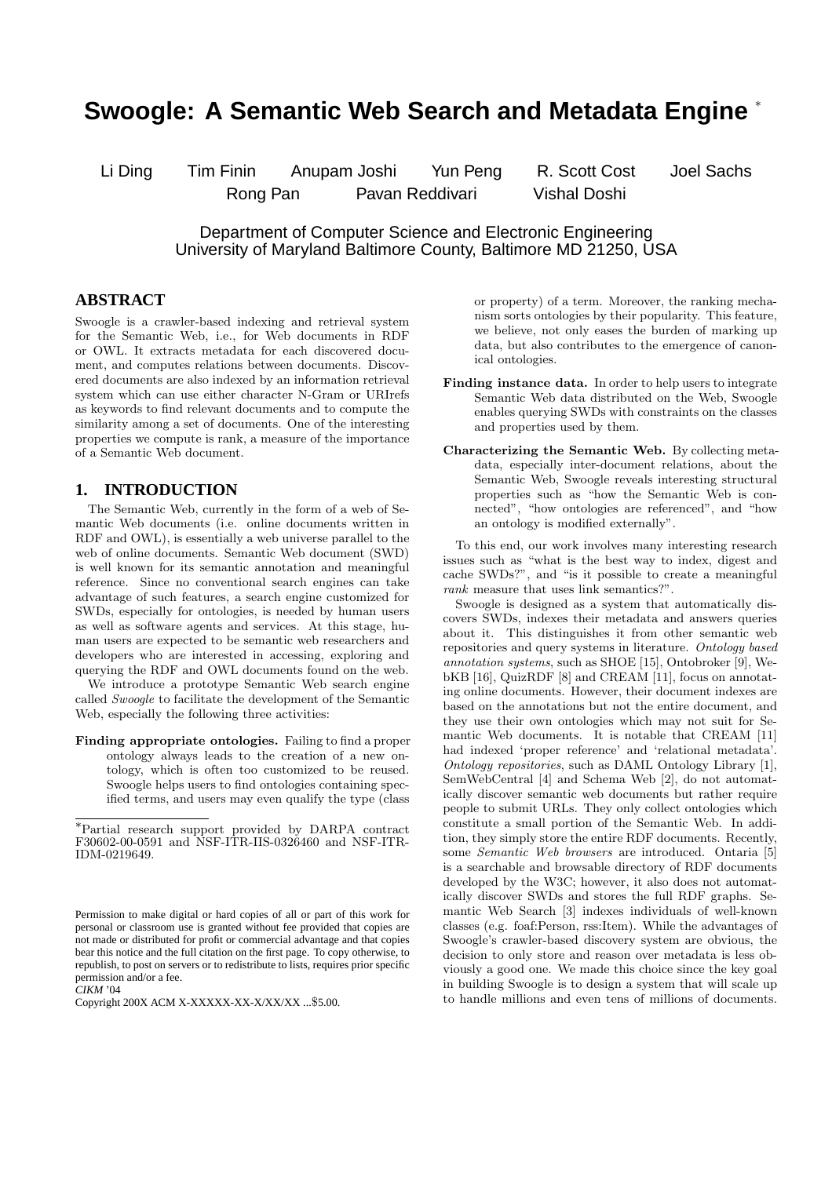# Swoogle: A Semantic Web Search and Metadata Engine [*]

Li Ding Tim Finin Anupam Joshi Yun Peng R. Scott Cost Joel Sachs
Rong Pan Pavan Reddivari Vishal Doshi

Department of Computer Science and Electronic Engineering
University of Maryland Baltimore County, Baltimore MD 21250, USA

## ABSTRACT

Swoogle is a crawler-based indexing and retrieval system for the Semantic Web, i.e., for Web documents in RDF or OWL. It extracts metadata for each discovered document, and computes relations between documents. Discovered documents are also indexed by an information retrieval system which can use either character N-Gram or URIrefs as keywords to find relevant documents and to compute the similarity among a set of documents. One of the interesting properties we compute is rank, a measure of the importance of a Semantic Web document.

## 1. INTRODUCTION

The Semantic Web, currently in the form of a web of Semantic Web documents (i.e. online documents written in RDF and OWL), is essentially a web universe parallel to the web of online documents. Semantic Web document (SWD) is well known for its semantic annotation and meaningful reference. Since no conventional search engines can take advantage of such features, a search engine customized for SWDs, especially for ontologies, is needed by human users as well as software agents and services. At this stage, human users are expected to be semantic web researchers and developers who are interested in accessing, exploring and querying the RDF and OWL documents found on the web.

We introduce a prototype Semantic Web search engine called *Swoogle* to facilitate the development of the Semantic Web, especially the following three activities:

**Finding appropriate ontologies.** Failing to find a proper ontology always leads to the creation of a new ontology, which is often too customized to be reused. Swoogle helps users to find ontologies containing specified terms, and users may even qualify the type (class or property) of a term. Moreover, the ranking mechanism sorts ontologies by their popularity. This feature, we believe, not only eases the burden of marking up data, but also contributes to the emergence of canonical ontologies.

**Finding instance data.** In order to help users to integrate Semantic Web data distributed on the Web, Swoogle enables querying SWDs with constraints on the classes and properties used by them.

**Characterizing the Semantic Web.** By collecting metadata, especially inter-document relations, about the Semantic Web, Swoogle reveals interesting structural properties such as "how the Semantic Web is connected", "how ontologies are referenced", and "how an ontology is modified externally".

To this end, our work involves many interesting research issues such as "what is the best way to index, digest and cache SWDs?", and "is it possible to create a meaningful *rank* measure that uses link semantics?".

Swoogle is designed as a system that automatically discovers SWDs, indexes their metadata and answers queries about it. This distinguishes it from other semantic web repositories and query systems in literature. *Ontology based annotation systems*, such as SHOE [15], Ontobroker [9], WebKB [16], QuizRDF [8] and CREAM [11], focus on annotating online documents. However, their document indexes are based on the annotations but not the entire document, and they use their own ontologies which may not suit for Semantic Web documents. It is notable that CREAM [11] had indexed 'proper reference' and 'relational metadata'. *Ontology repositories*, such as DAML Ontology Library [1], SemWebCentral [4] and Schema Web [2], do not automatically discover semantic web documents but rather require people to submit URLs. They only collect ontologies which constitute a small portion of the Semantic Web. In addition, they simply store the entire RDF documents. Recently, some *Semantic Web browsers* are introduced. Ontaria [5] is a searchable and browsable directory of RDF documents developed by the W3C; however, it also does not automatically discover SWDs and stores the full RDF graphs. Semantic Web Search [3] indexes individuals of well-known classes (e.g. foaf:Person, rss:Item). While the advantages of Swoogle's crawler-based discovery system are obvious, the decision to only store and reason over metadata is less obviously a good one. We made this choice since the key goal in building Swoogle is to design a system that will scale up to handle millions and even tens of millions of documents.

[*]Partial research support provided by DARPA contract F30602-00-0591 and NSF-ITR-IIS-0326460 and NSF-ITR-IDM-0219649.

Permission to make digital or hard copies of all or part of this work for personal or classroom use is granted without fee provided that copies are not made or distributed for profit or commercial advantage and that copies bear this notice and the full citation on the first page. To copy otherwise, to republish, to post on servers or to redistribute to lists, requires prior specific permission and/or a fee.
*CIKM* '04
Copyright 200X ACM X-XXXXX-XX-X/XX/XX ...$5.00.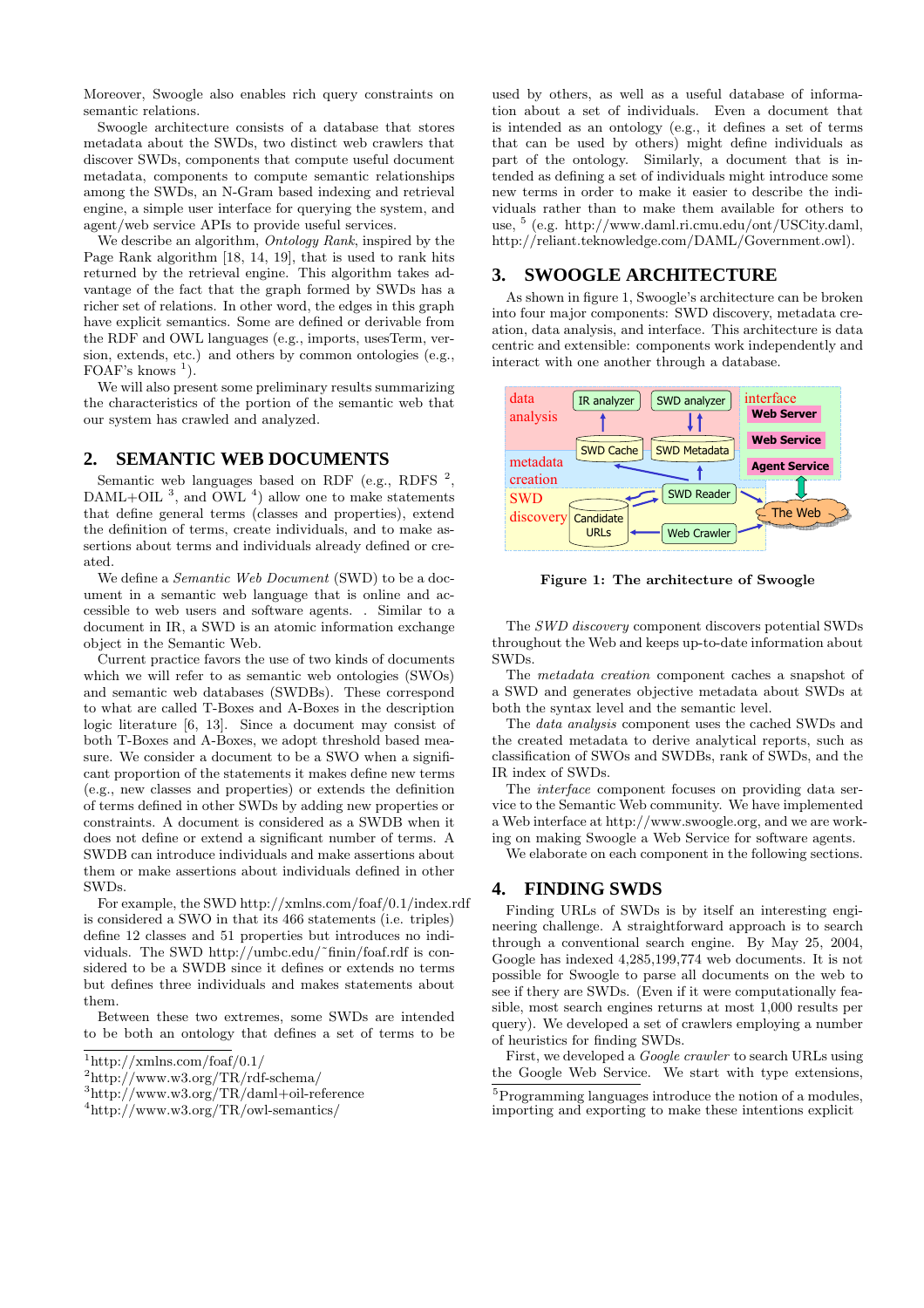Moreover, Swoogle also enables rich query constraints on semantic relations.

Swoogle architecture consists of a database that stores metadata about the SWDs, two distinct web crawlers that discover SWDs, components that compute useful document metadata, components to compute semantic relationships among the SWDs, an N-Gram based indexing and retrieval engine, a simple user interface for querying the system, and agent/web service APIs to provide useful services.

We describe an algorithm, *Ontology Rank*, inspired by the Page Rank algorithm [18, 14, 19], that is used to rank hits returned by the retrieval engine. This algorithm takes advantage of the fact that the graph formed by SWDs has a richer set of relations. In other word, the edges in this graph have explicit semantics. Some are defined or derivable from the RDF and OWL languages (e.g., imports, usesTerm, version, extends, etc.) and others by common ontologies (e.g., FOAF's knows [1]).

We will also present some preliminary results summarizing the characteristics of the portion of the semantic web that our system has crawled and analyzed.

## 2. SEMANTIC WEB DOCUMENTS

Semantic web languages based on RDF (e.g., RDFS [2], DAML+OIL [3], and OWL [4]) allow one to make statements that define general terms (classes and properties), extend the definition of terms, create individuals, and to make assertions about terms and individuals already defined or created.

We define a *Semantic Web Document* (SWD) to be a document in a semantic web language that is online and accessible to web users and software agents. . Similar to a document in IR, a SWD is an atomic information exchange object in the Semantic Web.

Current practice favors the use of two kinds of documents which we will refer to as semantic web ontologies (SWOs) and semantic web databases (SWDBs). These correspond to what are called T-Boxes and A-Boxes in the description logic literature [6, 13]. Since a document may consist of both T-Boxes and A-Boxes, we adopt threshold based measure. We consider a document to be a SWO when a significant proportion of the statements it makes define new terms (e.g., new classes and properties) or extends the definition of terms defined in other SWDs by adding new properties or constraints. A document is considered as a SWDB when it does not define or extend a significant number of terms. A SWDB can introduce individuals and make assertions about them or make assertions about individuals defined in other SWDs.

For example, the SWD http://xmlns.com/foaf/0.1/index.rdf is considered a SWO in that its 466 statements (i.e. triples) define 12 classes and 51 properties but introduces no individuals. The SWD http://umbc.edu/~finin/foaf.rdf is considered to be a SWDB since it defines or extends no terms but defines three individuals and makes statements about them.

Between these two extremes, some SWDs are intended to be both an ontology that defines a set of terms to be used by others, as well as a useful database of information about a set of individuals. Even a document that is intended as an ontology (e.g., it defines a set of terms that can be used by others) might define individuals as part of the ontology. Similarly, a document that is intended as defining a set of individuals might introduce some new terms in order to make it easier to describe the individuals rather than to make them available for others to use, [5] (e.g. http://www.daml.ri.cmu.edu/ont/USCity.daml, http://reliant.teknowledge.com/DAML/Government.owl).

[1] http://xmlns.com/foaf/0.1/
[2] http://www.w3.org/TR/rdf-schema/
[3] http://www.w3.org/TR/daml+oil-reference
[4] http://www.w3.org/TR/owl-semantics/

## 3. SWOOGLE ARCHITECTURE

As shown in figure 1, Swoogle's architecture can be broken into four major components: SWD discovery, metadata creation, data analysis, and interface. This architecture is data centric and extensible: components work independently and interact with one another through a database.

**Figure 1: The architecture of Swoogle**

The *SWD discovery* component discovers potential SWDs throughout the Web and keeps up-to-date information about SWDs.

The *metadata creation* component caches a snapshot of a SWD and generates objective metadata about SWDs at both the syntax level and the semantic level.

The *data analysis* component uses the cached SWDs and the created metadata to derive analytical reports, such as classification of SWOs and SWDBs, rank of SWDs, and the IR index of SWDs.

The *interface* component focuses on providing data service to the Semantic Web community. We have implemented a Web interface at http://www.swoogle.org, and we are working on making Swoogle a Web Service for software agents.

We elaborate on each component in the following sections.

## 4. FINDING SWDS

Finding URLs of SWDs is by itself an interesting engineering challenge. A straightforward approach is to search through a conventional search engine. By May 25, 2004, Google has indexed 4,285,199,774 web documents. It is not possible for Swoogle to parse all documents on the web to see if thery are SWDs. (Even if it were computationally feasible, most search engines returns at most 1,000 results per query). We developed a set of crawlers employing a number of heuristics for finding SWDs.

First, we developed a *Google crawler* to search URLs using the Google Web Service. We start with type extensions,

[5] Programming languages introduce the notion of a modules, importing and exporting to make these intentions explicit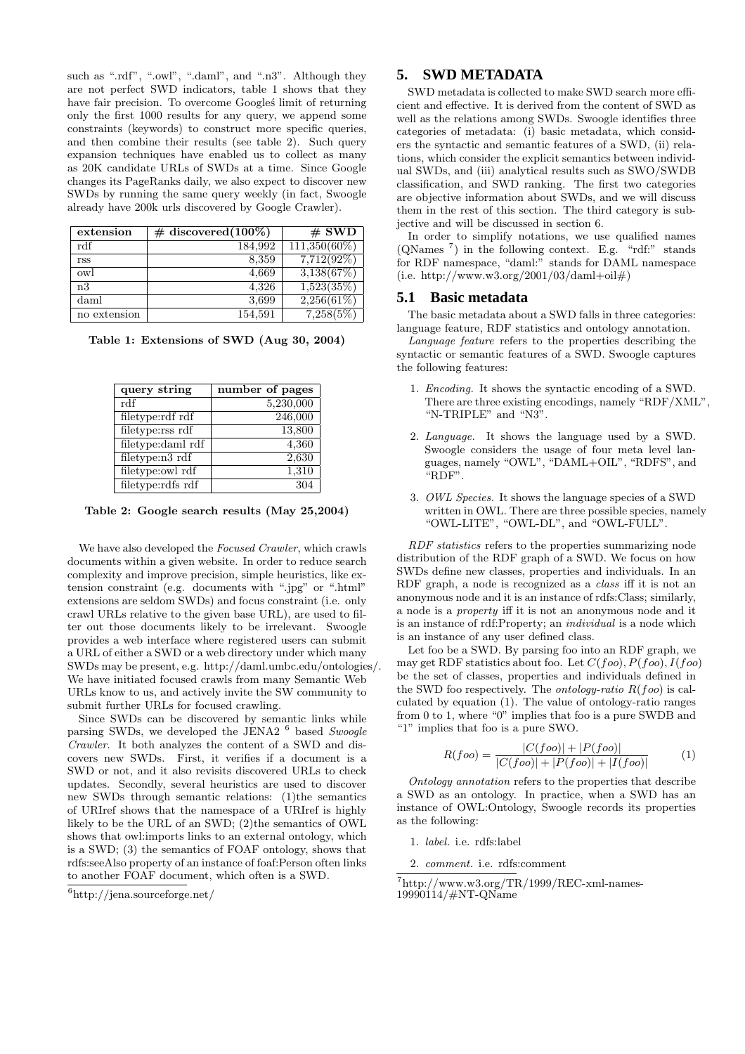such as ".rdf", ".owl", ".daml", and ".n3". Although they are not perfect SWD indicators, table 1 shows that they have fair precision. To overcome Googleś limit of returning only the first 1000 results for any query, we append some constraints (keywords) to construct more specific queries, and then combine their results (see table 2). Such query expansion techniques have enabled us to collect as many as 20K candidate URLs of SWDs at a time. Since Google changes its PageRanks daily, we also expect to discover new SWDs by running the same query weekly (in fact, Swoogle already have 200k urls discovered by Google Crawler).

| extension | # discovered(100%) | # SWD |
|---|---|---|
| rdf | 184,992 | 111,350(60%) |
| rss | 8,359 | 7,712(92%) |
| owl | 4,669 | 3,138(67%) |
| n3 | 4,326 | 1,523(35%) |
| daml | 3,699 | 2,256(61%) |
| no extension | 154,591 | 7,258(5%) |

**Table 1: Extensions of SWD (Aug 30, 2004)**

| query string | number of pages |
|---|---|
| rdf | 5,230,000 |
| filetype:rdf rdf | 246,000 |
| filetype:rss rdf | 13,800 |
| filetype:daml rdf | 4,360 |
| filetype:n3 rdf | 2,630 |
| filetype:owl rdf | 1,310 |
| filetype:rdfs rdf | 304 |

**Table 2: Google search results (May 25,2004)**

We have also developed the *Focused Crawler*, which crawls documents within a given website. In order to reduce search complexity and improve precision, simple heuristics, like extension constraint (e.g. documents with ".jpg" or ".html" extensions are seldom SWDs) and focus constraint (i.e. only crawl URLs relative to the given base URL), are used to filter out those documents likely to be irrelevant. Swoogle provides a web interface where registered users can submit a URL of either a SWD or a web directory under which many SWDs may be present, e.g. http://daml.umbc.edu/ontologies/. We have initiated focused crawls from many Semantic Web URLs know to us, and actively invite the SW community to submit further URLs for focused crawling.

Since SWDs can be discovered by semantic links while parsing SWDs, we developed the JENA2 [6] based *Swoogle Crawler*. It both analyzes the content of a SWD and discovers new SWDs. First, it verifies if a document is a SWD or not, and it also revisits discovered URLs to check updates. Secondly, several heuristics are used to discover new SWDs through semantic relations: (1)the semantics of URIref shows that the namespace of a URIref is highly likely to be the URL of an SWD; (2)the semantics of OWL shows that owl:imports links to an external ontology, which is a SWD; (3) the semantics of FOAF ontology, shows that rdfs:seeAlso property of an instance of foaf:Person often links to another FOAF document, which often is a SWD.

[6] http://jena.sourceforge.net/

# 5. SWD METADATA

SWD metadata is collected to make SWD search more efficient and effective. It is derived from the content of SWD as well as the relations among SWDs. Swoogle identifies three categories of metadata: (i) basic metadata, which considers the syntactic and semantic features of a SWD, (ii) relations, which consider the explicit semantics between individual SWDs, and (iii) analytical results such as SWO/SWDB classification, and SWD ranking. The first two categories are objective information about SWDs, and we will discuss them in the rest of this section. The third category is subjective and will be discussed in section 6.

In order to simplify notations, we use qualified names (QNames [7]) in the following context. E.g. "rdf:" stands for RDF namespace, "daml:" stands for DAML namespace (i.e. http://www.w3.org/2001/03/daml+oil#)

## 5.1 Basic metadata

The basic metadata about a SWD falls in three categories: language feature, RDF statistics and ontology annotation.

*Language feature* refers to the properties describing the syntactic or semantic features of a SWD. Swoogle captures the following features:

1. *Encoding.* It shows the syntactic encoding of a SWD. There are three existing encodings, namely "RDF/XML", "N-TRIPLE" and "N3".
2. *Language.* It shows the language used by a SWD. Swoogle considers the usage of four meta level languages, namely "OWL", "DAML+OIL", "RDFS", and "RDF".
3. *OWL Species.* It shows the language species of a SWD written in OWL. There are three possible species, namely "OWL-LITE", "OWL-DL", and "OWL-FULL".

*RDF statistics* refers to the properties summarizing node distribution of the RDF graph of a SWD. We focus on how SWDs define new classes, properties and individuals. In an RDF graph, a node is recognized as a *class* iff it is not an anonymous node and it is an instance of rdfs:Class; similarly, a node is a *property* iff it is not an anonymous node and it is an instance of rdf:Property; an *individual* is a node which is an instance of any user defined class.

Let foo be a SWD. By parsing foo into an RDF graph, we may get RDF statistics about foo. Let $C(foo), P(foo), I(foo)$ be the set of classes, properties and individuals defined in the SWD foo respectively. The *ontology-ratio* $R(foo)$ is calculated by equation (1). The value of ontology-ratio ranges from 0 to 1, where "0" implies that foo is a pure SWDB and "1" implies that foo is a pure SWO.

$$R(foo) = \frac{|C(foo)| + |P(foo)|}{|C(foo)| + |P(foo)| + |I(foo)|} \tag{1}$$

*Ontology annotation* refers to the properties that describe a SWD as an ontology. In practice, when a SWD has an instance of OWL:Ontology, Swoogle records its properties as the following:

1. *label.* i.e. rdfs:label
2. *comment.* i.e. rdfs:comment

[7] http://www.w3.org/TR/1999/REC-xml-names-19990114/#NT-QName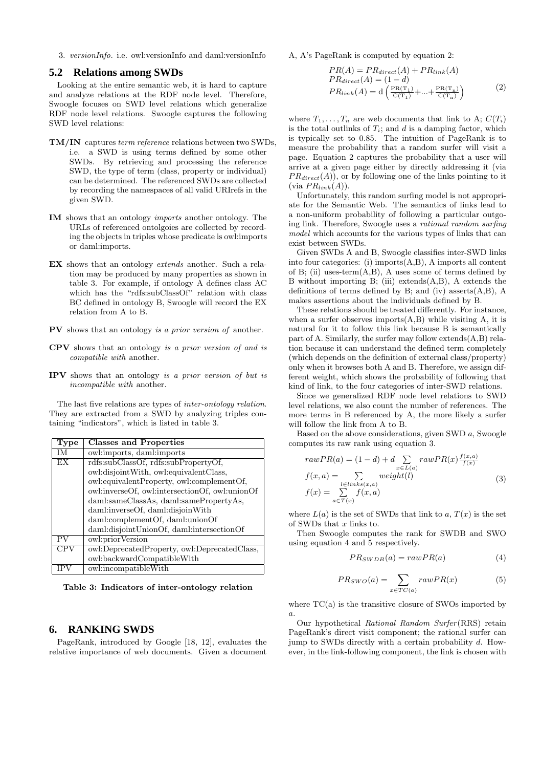3. *versionInfo*. i.e. owl:versionInfo and daml:versionInfo

## 5.2 Relations among SWDs

Looking at the entire semantic web, it is hard to capture and analyze relations at the RDF node level. Therefore, Swoogle focuses on SWD level relations which generalize RDF node level relations. Swoogle captures the following SWD level relations:

**TM/IN** captures *term reference* relations between two SWDs, i.e. a SWD is using terms defined by some other SWDs. By retrieving and processing the reference SWD, the type of term (class, property or individual) can be determined. The referenced SWDs are collected by recording the namespaces of all valid URIrefs in the given SWD.

**IM** shows that an ontology *imports* another ontology. The URLs of referenced ontolgoies are collected by recording the objects in triples whose predicate is owl:imports or daml:imports.

**EX** shows that an ontology *extends* another. Such a relation may be produced by many properties as shown in table 3. For example, if ontology A defines class AC which has the "rdfs:subClassOf" relation with class BC defined in ontology B, Swoogle will record the EX relation from A to B.

**PV** shows that an ontology *is a prior version of* another.

**CPV** shows that an ontology *is a prior version of and is compatible with* another.

**IPV** shows that an ontology *is a prior version of but is incompatible with* another.

The last five relations are types of *inter-ontology relation*. They are extracted from a SWD by analyzing triples containing "indicators", which is listed in table 3.

| Type | Classes and Properties |
|---|---|
| IM | owl:imports, daml:imports |
| EX | rdfs:subClassOf, rdfs:subPropertyOf, owl:disjointWith, owl:equivalentClass, owl:equivalentProperty, owl:complementOf, owl:inverseOf, owl:intersectionOf, owl:unionOf daml:sameClassAs, daml:samePropertyAs, daml:inverseOf, daml:disjoinWith daml:complementOf, daml:unionOf daml:disjointUnionOf, daml:intersectionOf |
| PV | owl:priorVersion |
| CPV | owl:DeprecatedProperty, owl:DeprecatedClass, owl:backwardCompatibleWith |
| IPV | owl:incompatibleWith |

**Table 3: Indicators of inter-ontology relation**

# 6. RANKING SWDS

PageRank, introduced by Google [18, 12], evaluates the relative importance of web documents. Given a document A, A's PageRank is computed by equation 2:

$$
\begin{aligned}
PR(A) &= PR_{direct}(A) + PR_{link}(A)\\
PR_{direct}(A) &= (1-d)\\
PR_{link}(A) &= \mathrm{d}\left(\frac{\mathrm{PR(T_1)}}{\mathrm{C(T_1)}} + \ldots + \frac{\mathrm{PR(T_n)}}{\mathrm{C(T_n)}}\right)
\end{aligned}
\tag{2}
$$

where $T_1, \ldots, T_n$ are web documents that link to A; $C(T_i)$ is the total outlinks of $T_i$; and $d$ is a damping factor, which is typically set to 0.85. The intuition of PageRank is to measure the probability that a random surfer will visit a page. Equation 2 captures the probability that a user will arrive at a given page either by directly addressing it (via $PR_{direct}(A)$), or by following one of the links pointing to it (via $PR_{link}(A)$).

Unfortunately, this random surfing model is not appropriate for the Semantic Web. The semantics of links lead to a non-uniform probability of following a particular outgoing link. Therefore, Swoogle uses a *rational random surfing model* which accounts for the various types of links that can exist between SWDs.

Given SWDs A and B, Swoogle classifies inter-SWD links into four categories: (i) imports(A,B), A imports all content of B; (ii) uses-term(A,B), A uses some of terms defined by B without importing B; (iii) extends(A,B), A extends the definitions of terms defined by B; and (iv) asserts(A,B), A makes assertions about the individuals defined by B.

These relations should be treated differently. For instance, when a surfer observes imports(A,B) while visiting A, it is natural for it to follow this link because B is semantically part of A. Similarly, the surfer may follow extends(A,B) relation because it can understand the defined term completely (which depends on the definition of external class/property) only when it browses both A and B. Therefore, we assign different weight, which shows the probability of following that kind of link, to the four categories of inter-SWD relations.

Since we generalized RDF node level relations to SWD level relations, we also count the number of references. The more terms in B referenced by A, the more likely a surfer will follow the link from A to B.

Based on the above considerations, given SWD $a$, Swoogle computes its raw rank using equation 3.

$$
\begin{aligned}
rawPR(a) &= (1-d) + d \sum_{x \in L(a)} rawPR(x)\frac{f(x,a)}{f(x)}\\
f(x,a) &= \sum_{l \in links(x,a)} weight(l)\\
f(x) &= \sum_{a \in T(x)} f(x,a)
\end{aligned}
\tag{3}
$$

where $L(a)$ is the set of SWDs that link to $a$, $T(x)$ is the set of SWDs that $x$ links to.

Then Swoogle computes the rank for SWDB and SWO using equation 4 and 5 respectively.

$$PR_{SWDB}(a) = rawPR(a) \tag{4}$$

$$PR_{SWO}(a) = \sum_{x \in TC(a)} rawPR(x) \tag{5}$$

where TC(a) is the transitive closure of SWOs imported by $a$.

Our hypothetical *Rational Random Surfer*(RRS) retain PageRank's direct visit component; the rational surfer can jump to SWDs directly with a certain probability $d$. However, in the link-following component, the link is chosen with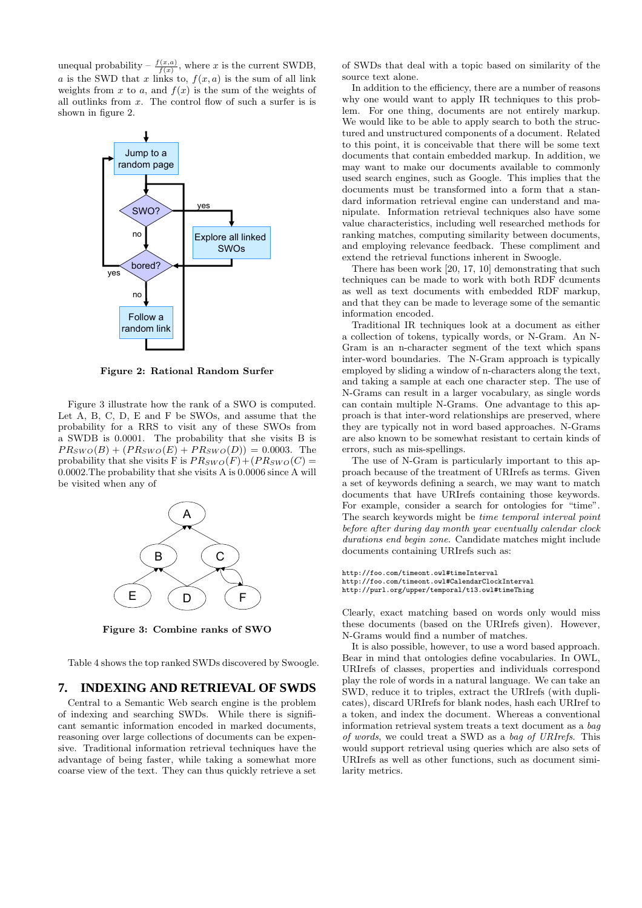unequal probability – $\frac{f(x,a)}{f(x)}$, where $x$ is the current SWDB, $a$ is the SWD that $x$ links to, $f(x,a)$ is the sum of all link weights from $x$ to $a$, and $f(x)$ is the sum of the weights of all outlinks from $x$. The control flow of such a surfer is is shown in figure 2.

**Figure 2: Rational Random Surfer**

Figure 3 illustrate how the rank of a SWO is computed. Let A, B, C, D, E and F be SWOs, and assume that the probability for a RRS to visit any of these SWOs from a SWDB is 0.0001. The probability that she visits B is $PR_{SWO}(B) + (PR_{SWO}(E) + PR_{SWO}(D)) = 0.0003$. The probability that she visits F is $PR_{SWO}(F) + (PR_{SWO}(C) = 0.0002$.The probability that she visits A is 0.0006 since A will be visited when any of

**Figure 3: Combine ranks of SWO**

Table 4 shows the top ranked SWDs discovered by Swoogle.

## 7. INDEXING AND RETRIEVAL OF SWDS

Central to a Semantic Web search engine is the problem of indexing and searching SWDs. While there is significant semantic information encoded in marked documents, reasoning over large collections of documents can be expensive. Traditional information retrieval techniques have the advantage of being faster, while taking a somewhat more coarse view of the text. They can thus quickly retrieve a set of SWDs that deal with a topic based on similarity of the source text alone.

In addition to the efficiency, there are a number of reasons why one would want to apply IR techniques to this problem. For one thing, documents are not entirely markup. We would like to be able to apply search to both the structured and unstructured components of a document. Related to this point, it is conceivable that there will be some text documents that contain embedded markup. In addition, we may want to make our documents available to commonly used search engines, such as Google. This implies that the documents must be transformed into a form that a standard information retrieval engine can understand and manipulate. Information retrieval techniques also have some value characteristics, including well researched methods for ranking matches, computing similarity between documents, and employing relevance feedback. These compliment and extend the retrieval functions inherent in Swoogle.

There has been work [20, 17, 10] demonstrating that such techniques can be made to work with both RDF dcuments as well as text documents with embedded RDF markup, and that they can be made to leverage some of the semantic information encoded.

Traditional IR techniques look at a document as either a collection of tokens, typically words, or N-Gram. An N-Gram is an n-character segment of the text which spans inter-word boundaries. The N-Gram approach is typically employed by sliding a window of n-characters along the text, and taking a sample at each one character step. The use of N-Grams can result in a larger vocabulary, as single words can contain multiple N-Grams. One advantage to this approach is that inter-word relationships are preserved, where they are typically not in word based approaches. N-Grams are also known to be somewhat resistant to certain kinds of errors, such as mis-spellings.

The use of N-Gram is particularly important to this approach because of the treatment of URIrefs as terms. Given a set of keywords defining a search, we may want to match documents that have URIrefs containing those keywords. For example, consider a search for ontologies for "time". The search keywords might be *time temporal interval point before after during day month year eventually calendar clock durations end begin zone*. Candidate matches might include documents containing URIrefs such as:

```
http://foo.com/timeont.owl#timeInterval
http://foo.com/timeont.owl#CalendarClockInterval
http://purl.org/upper/temporal/t13.owl#timeThing
```

Clearly, exact matching based on words only would miss these documents (based on the URIrefs given). However, N-Grams would find a number of matches.

It is also possible, however, to use a word based approach. Bear in mind that ontologies define vocabularies. In OWL, URIrefs of classes, properties and individuals correspond play the role of words in a natural language. We can take an SWD, reduce it to triples, extract the URIrefs (with duplicates), discard URIrefs for blank nodes, hash each URIref to a token, and index the document. Whereas a conventional information retrieval system treats a text document as a *bag of words*, we could treat a SWD as a *bag of URIrefs*. This would support retrieval using queries which are also sets of URIrefs as well as other functions, such as document similarity metrics.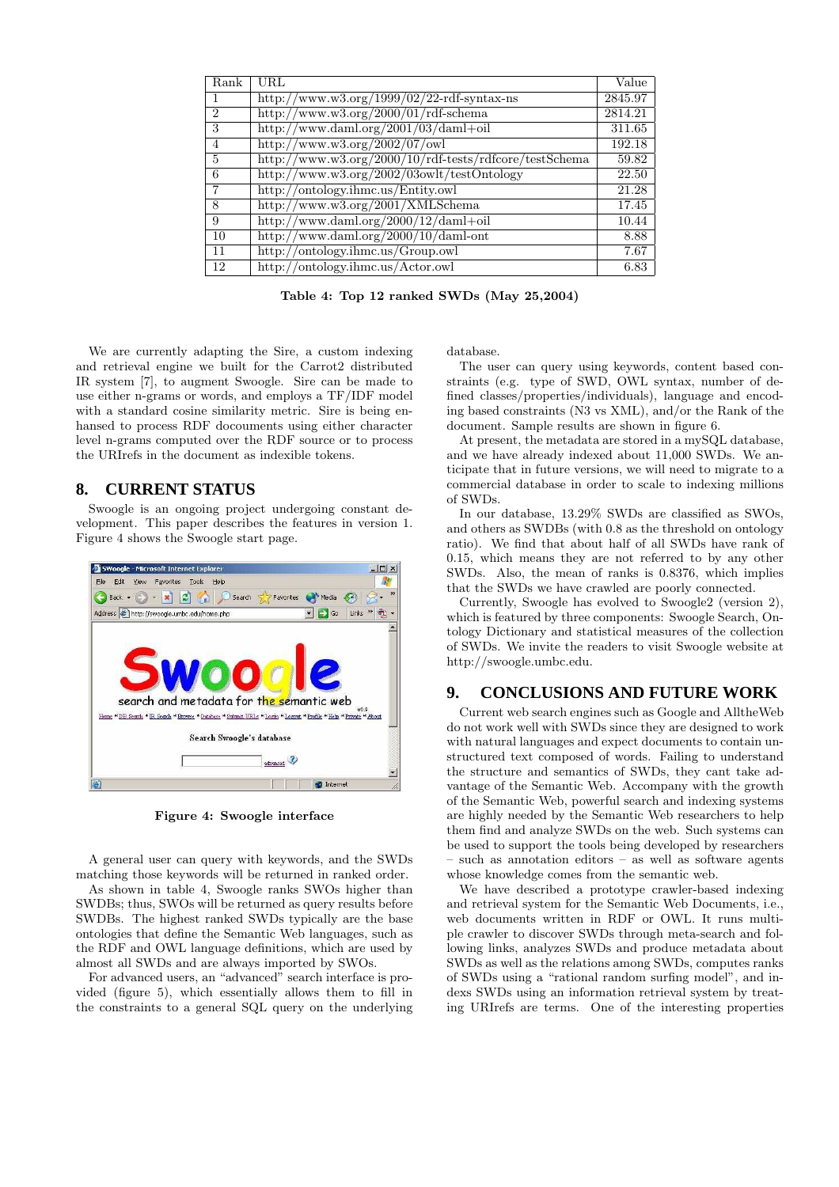| Rank | URL | Value |
|---|---|---|
| 1 | http://www.w3.org/1999/02/22-rdf-syntax-ns | 2845.97 |
| 2 | http://www.w3.org/2000/01/rdf-schema | 2814.21 |
| 3 | http://www.daml.org/2001/03/daml+oil | 311.65 |
| 4 | http://www.w3.org/2002/07/owl | 192.18 |
| 5 | http://www.w3.org/2000/10/rdf-tests/rdfcore/testSchema | 59.82 |
| 6 | http://www.w3.org/2002/03owlt/testOntology | 22.50 |
| 7 | http://ontology.ihmc.us/Entity.owl | 21.28 |
| 8 | http://www.w3.org/2001/XMLSchema | 17.45 |
| 9 | http://www.daml.org/2000/12/daml+oil | 10.44 |
| 10 | http://www.daml.org/2000/10/daml-ont | 8.88 |
| 11 | http://ontology.ihmc.us/Group.owl | 7.67 |
| 12 | http://ontology.ihmc.us/Actor.owl | 6.83 |

**Table 4: Top 12 ranked SWDs (May 25,2004)**

We are currently adapting the Sire, a custom indexing and retrieval engine we built for the Carrot2 distributed IR system [7], to augment Swoogle. Sire can be made to use either n-grams or words, and employs a TF/IDF model with a standard cosine similarity metric. Sire is being enhansed to process RDF documents using either character level n-grams computed over the RDF source or to process the URIrefs in the document as indexible tokens.

## 8. CURRENT STATUS

Swoogle is an ongoing project undergoing constant development. This paper describes the features in version 1. Figure 4 shows the Swoogle start page.

**Figure 4: Swoogle interface**

A general user can query with keywords, and the SWDs matching those keywords will be returned in ranked order.

As shown in table 4, Swoogle ranks SWOs higher than SWDBs; thus, SWOs will be returned as query results before SWDBs. The highest ranked SWDs typically are the base ontologies that define the Semantic Web languages, such as the RDF and OWL language definitions, which are used by almost all SWDs and are always imported by SWOs.

For advanced users, an "advanced" search interface is provided (figure 5), which essentially allows them to fill in the constraints to a general SQL query on the underlying database.

The user can query using keywords, content based constraints (e.g. type of SWD, OWL syntax, number of defined classes/properties/individuals), language and encoding based constraints (N3 vs XML), and/or the Rank of the document. Sample results are shown in figure 6.

At present, the metadata are stored in a mySQL database, and we have already indexed about 11,000 SWDs. We anticipate that in future versions, we will need to migrate to a commercial database in order to scale to indexing millions of SWDs.

In our database, 13.29% SWDs are classified as SWOs, and others as SWDBs (with 0.8 as the threshold on ontology ratio). We find that about half of all SWDs have rank of 0.15, which means they are not referred to by any other SWDs. Also, the mean of ranks is 0.8376, which implies that the SWDs we have crawled are poorly connected.

Currently, Swoogle has evolved to Swoogle2 (version 2), which is featured by three components: Swoogle Search, Ontology Dictionary and statistical measures of the collection of SWDs. We invite the readers to visit Swoogle website at http://swoogle.umbc.edu.

## 9. CONCLUSIONS AND FUTURE WORK

Current web search engines such as Google and AlltheWeb do not work well with SWDs since they are designed to work with natural languages and expect documents to contain unstructured text composed of words. Failing to understand the structure and semantics of SWDs, they cant take advantage of the Semantic Web. Accompany with the growth of the Semantic Web, powerful search and indexing systems are highly needed by the Semantic Web researchers to help them find and analyze SWDs on the web. Such systems can be used to support the tools being developed by researchers – such as annotation editors – as well as software agents whose knowledge comes from the semantic web.

We have described a prototype crawler-based indexing and retrieval system for the Semantic Web Documents, i.e., web documents written in RDF or OWL. It runs multiple crawler to discover SWDs through meta-search and following links, analyzes SWDs and produce metadata about SWDs as well as the relations among SWDs, computes ranks of SWDs using a "rational random surfing model", and indexs SWDs using an information retrieval system by treating URIrefs are terms. One of the interesting properties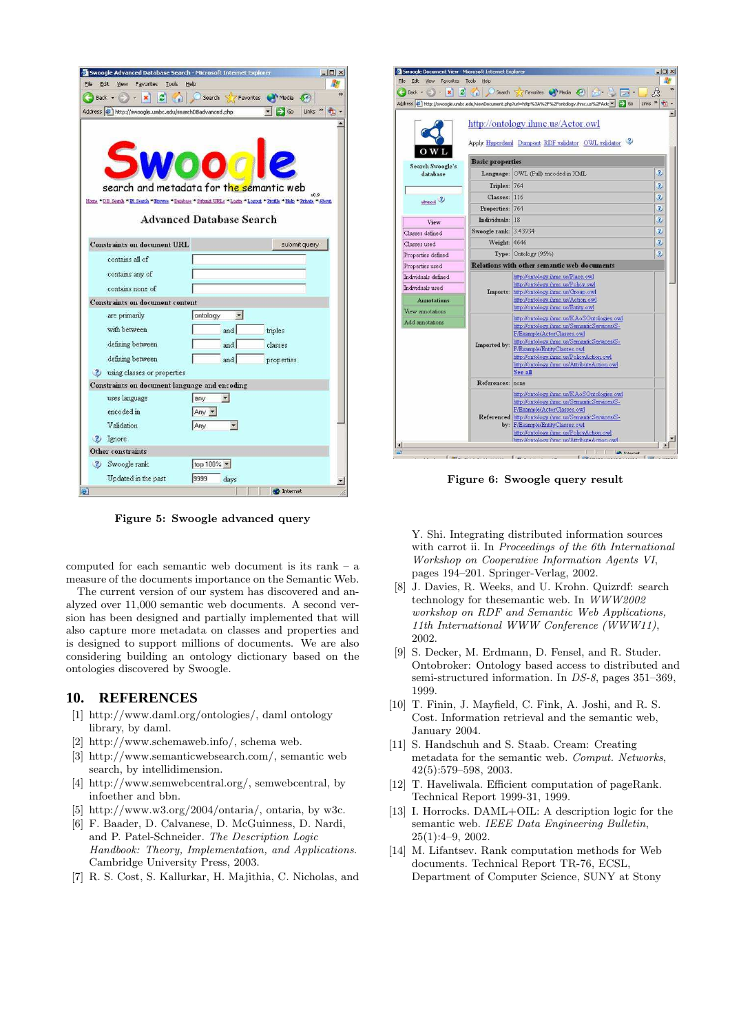Figure 5: Swoogle advanced query

Figure 6: Swoogle query result

computed for each semantic web document is its rank – a measure of the documents importance on the Semantic Web.

The current version of our system has discovered and analyzed over 11,000 semantic web documents. A second version has been designed and partially implemented that will also capture more metadata on classes and properties and is designed to support millions of documents. We are also considering building an ontology dictionary based on the ontologies discovered by Swoogle.

## 10. REFERENCES

[1] http://www.daml.org/ontologies/, daml ontology library, by daml.

[2] http://www.schemaweb.info/, schema web.

[3] http://www.semanticwebsearch.com/, semantic web search, by intellidimension.

[4] http://www.semwebcentral.org/, semwebcentral, by infoether and bbn.

[5] http://www.w3.org/2004/ontaria/, ontaria, by w3c.

[6] F. Baader, D. Calvanese, D. McGuinness, D. Nardi, and P. Patel-Schneider. *The Description Logic Handbook: Theory, Implementation, and Applications*. Cambridge University Press, 2003.

[7] R. S. Cost, S. Kallurkar, H. Majithia, C. Nicholas, and Y. Shi. Integrating distributed information sources with carrot ii. In *Proceedings of the 6th International Workshop on Cooperative Information Agents VI*, pages 194–201. Springer-Verlag, 2002.

[8] J. Davies, R. Weeks, and U. Krohn. Quizrdf: search technology for thesemantic web. In *WWW2002 workshop on RDF and Semantic Web Applications, 11th International WWW Conference (WWW11)*, 2002.

[9] S. Decker, M. Erdmann, D. Fensel, and R. Studer. Ontobroker: Ontology based access to distributed and semi-structured information. In *DS-8*, pages 351–369, 1999.

[10] T. Finin, J. Mayfield, C. Fink, A. Joshi, and R. S. Cost. Information retrieval and the semantic web, January 2004.

[11] S. Handschuh and S. Staab. Cream: Creating metadata for the semantic web. *Comput. Networks*, 42(5):579–598, 2003.

[12] T. Haveliwala. Efficient computation of pageRank. Technical Report 1999-31, 1999.

[13] I. Horrocks. DAML+OIL: A description logic for the semantic web. *IEEE Data Engineering Bulletin*, 25(1):4–9, 2002.

[14] M. Lifantsev. Rank computation methods for Web documents. Technical Report TR-76, ECSL, Department of Computer Science, SUNY at Stony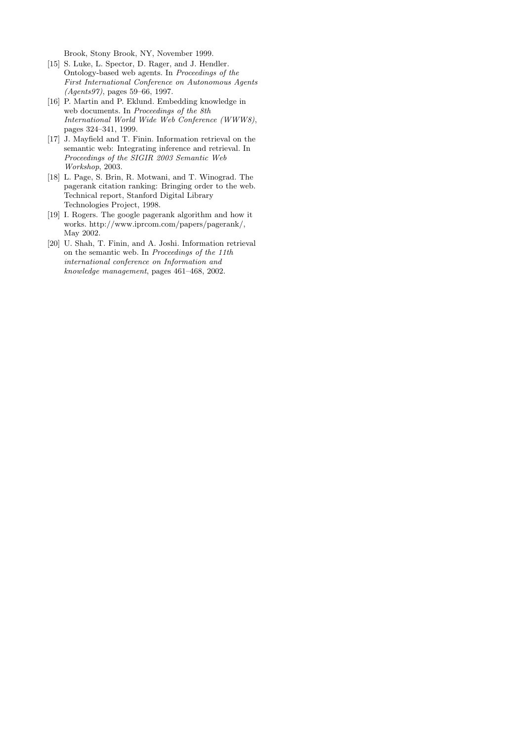Brook, Stony Brook, NY, November 1999.

- [15] S. Luke, L. Spector, D. Rager, and J. Hendler. Ontology-based web agents. In *Proceedings of the First International Conference on Autonomous Agents (Agents97)*, pages 59–66, 1997.
- [16] P. Martin and P. Eklund. Embedding knowledge in web documents. In *Proceedings of the 8th International World Wide Web Conference (WWW8)*, pages 324–341, 1999.
- [17] J. Mayfield and T. Finin. Information retrieval on the semantic web: Integrating inference and retrieval. In *Proceedings of the SIGIR 2003 Semantic Web Workshop*, 2003.
- [18] L. Page, S. Brin, R. Motwani, and T. Winograd. The pagerank citation ranking: Bringing order to the web. Technical report, Stanford Digital Library Technologies Project, 1998.
- [19] I. Rogers. The google pagerank algorithm and how it works. http://www.iprcom.com/papers/pagerank/, May 2002.
- [20] U. Shah, T. Finin, and A. Joshi. Information retrieval on the semantic web. In *Proceedings of the 11th international conference on Information and knowledge management*, pages 461–468, 2002.